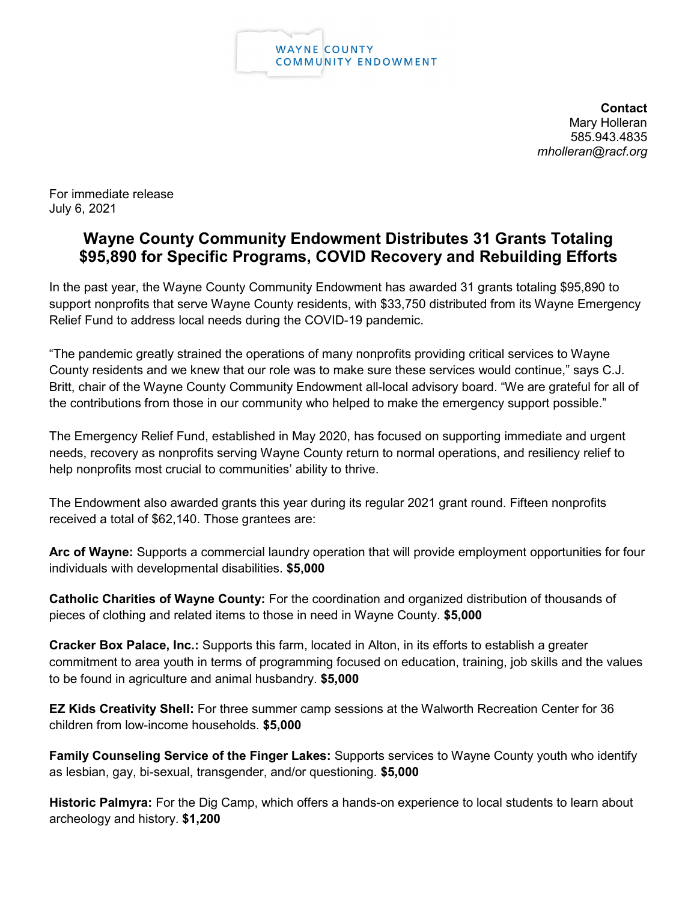WAYNE COUNTY
COMMUNITY ENDOWMENT

**Contact**
Mary Holleran
585.943.4835
*mholleran@racf.org*

For immediate release
July 6, 2021

# Wayne County Community Endowment Distributes 31 Grants Totaling $95,890 for Specific Programs, COVID Recovery and Rebuilding Efforts

In the past year, the Wayne County Community Endowment has awarded 31 grants totaling $95,890 to support nonprofits that serve Wayne County residents, with $33,750 distributed from its Wayne Emergency Relief Fund to address local needs during the COVID-19 pandemic.

"The pandemic greatly strained the operations of many nonprofits providing critical services to Wayne County residents and we knew that our role was to make sure these services would continue," says C.J. Britt, chair of the Wayne County Community Endowment all-local advisory board. "We are grateful for all of the contributions from those in our community who helped to make the emergency support possible."

The Emergency Relief Fund, established in May 2020, has focused on supporting immediate and urgent needs, recovery as nonprofits serving Wayne County return to normal operations, and resiliency relief to help nonprofits most crucial to communities' ability to thrive.

The Endowment also awarded grants this year during its regular 2021 grant round. Fifteen nonprofits received a total of $62,140. Those grantees are:

**Arc of Wayne:** Supports a commercial laundry operation that will provide employment opportunities for four individuals with developmental disabilities. **$5,000**

**Catholic Charities of Wayne County:** For the coordination and organized distribution of thousands of pieces of clothing and related items to those in need in Wayne County. **$5,000**

**Cracker Box Palace, Inc.:** Supports this farm, located in Alton, in its efforts to establish a greater commitment to area youth in terms of programming focused on education, training, job skills and the values to be found in agriculture and animal husbandry. **$5,000**

**EZ Kids Creativity Shell:** For three summer camp sessions at the Walworth Recreation Center for 36 children from low-income households. **$5,000**

**Family Counseling Service of the Finger Lakes:** Supports services to Wayne County youth who identify as lesbian, gay, bi-sexual, transgender, and/or questioning. **$5,000**

**Historic Palmyra:** For the Dig Camp, which offers a hands-on experience to local students to learn about archeology and history. **$1,200**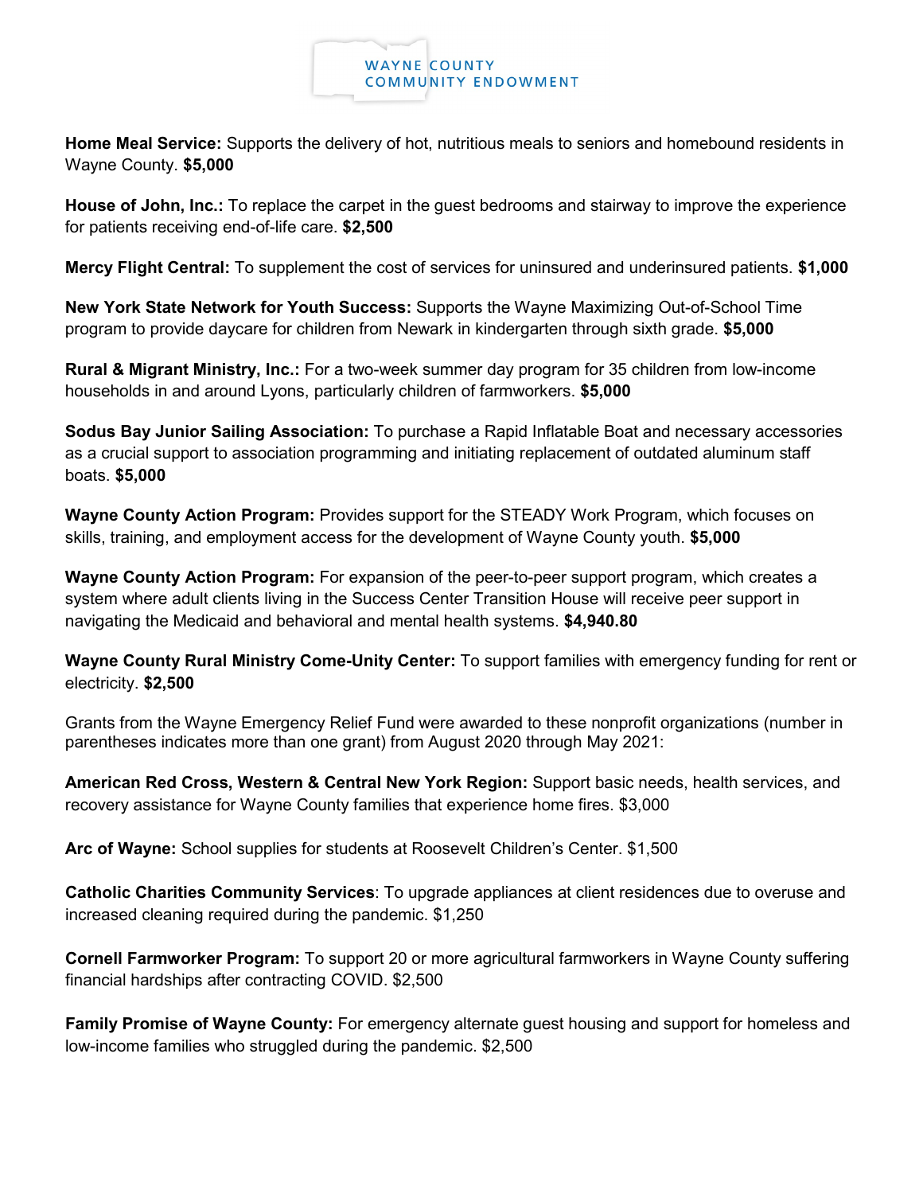**Home Meal Service:** Supports the delivery of hot, nutritious meals to seniors and homebound residents in Wayne County. **$5,000**

**House of John, Inc.:** To replace the carpet in the guest bedrooms and stairway to improve the experience for patients receiving end-of-life care. **$2,500**

**Mercy Flight Central:** To supplement the cost of services for uninsured and underinsured patients. **$1,000**

**New York State Network for Youth Success:** Supports the Wayne Maximizing Out-of-School Time program to provide daycare for children from Newark in kindergarten through sixth grade. **$5,000**

**Rural & Migrant Ministry, Inc.:** For a two-week summer day program for 35 children from low-income households in and around Lyons, particularly children of farmworkers. **$5,000**

**Sodus Bay Junior Sailing Association:** To purchase a Rapid Inflatable Boat and necessary accessories as a crucial support to association programming and initiating replacement of outdated aluminum staff boats. **$5,000**

**Wayne County Action Program:** Provides support for the STEADY Work Program, which focuses on skills, training, and employment access for the development of Wayne County youth. **$5,000**

**Wayne County Action Program:** For expansion of the peer-to-peer support program, which creates a system where adult clients living in the Success Center Transition House will receive peer support in navigating the Medicaid and behavioral and mental health systems. **$4,940.80**

**Wayne County Rural Ministry Come-Unity Center:** To support families with emergency funding for rent or electricity. **$2,500**

Grants from the Wayne Emergency Relief Fund were awarded to these nonprofit organizations (number in parentheses indicates more than one grant) from August 2020 through May 2021:

**American Red Cross, Western & Central New York Region:** Support basic needs, health services, and recovery assistance for Wayne County families that experience home fires. $3,000

**Arc of Wayne:** School supplies for students at Roosevelt Children's Center. $1,500

**Catholic Charities Community Services**: To upgrade appliances at client residences due to overuse and increased cleaning required during the pandemic. $1,250

**Cornell Farmworker Program:** To support 20 or more agricultural farmworkers in Wayne County suffering financial hardships after contracting COVID. $2,500

**Family Promise of Wayne County:** For emergency alternate guest housing and support for homeless and low-income families who struggled during the pandemic. $2,500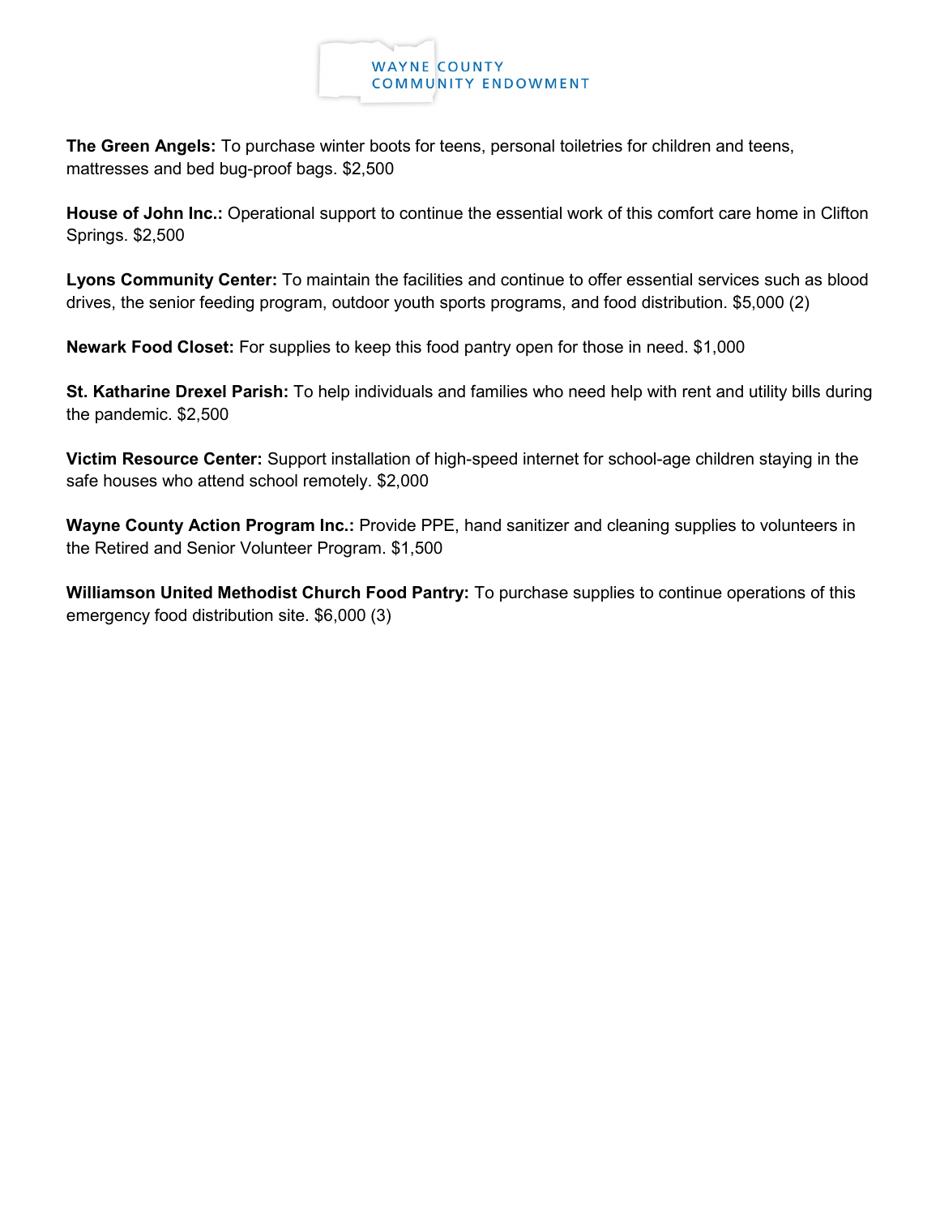**The Green Angels:** To purchase winter boots for teens, personal toiletries for children and teens, mattresses and bed bug-proof bags. $2,500

**House of John Inc.:** Operational support to continue the essential work of this comfort care home in Clifton Springs. $2,500

**Lyons Community Center:** To maintain the facilities and continue to offer essential services such as blood drives, the senior feeding program, outdoor youth sports programs, and food distribution. $5,000 (2)

**Newark Food Closet:** For supplies to keep this food pantry open for those in need. $1,000

**St. Katharine Drexel Parish:** To help individuals and families who need help with rent and utility bills during the pandemic. $2,500

**Victim Resource Center:** Support installation of high-speed internet for school-age children staying in the safe houses who attend school remotely. $2,000

**Wayne County Action Program Inc.:** Provide PPE, hand sanitizer and cleaning supplies to volunteers in the Retired and Senior Volunteer Program. $1,500

**Williamson United Methodist Church Food Pantry:** To purchase supplies to continue operations of this emergency food distribution site. $6,000 (3)